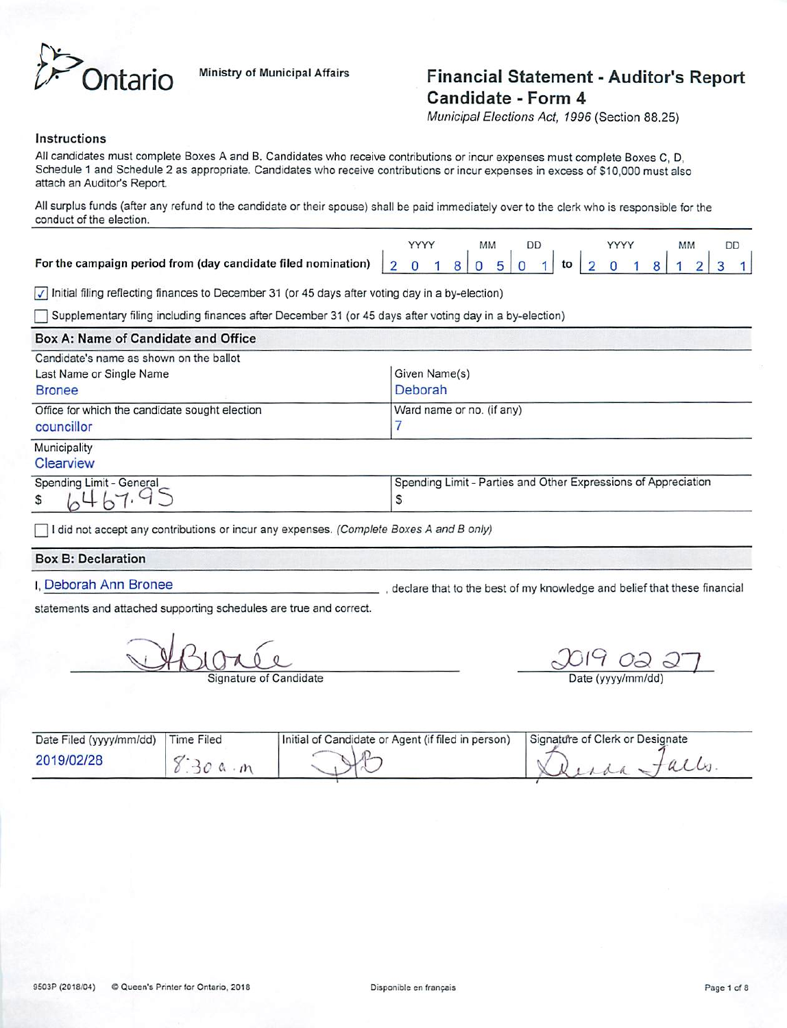Ontario

Ministry of Municipal Affairs

# Financial Statement - Auditor's Report Candidate - Form 4

*Municipal Elections Act, 1996* (Section 88.25)

### Instructions

All candidates must complete Boxes A and B. Candidates who receive contributions or incur expenses must complete Boxes C, D, Schedule 1 and Schedule 2 as appropriate. Candidates who receive contributions or incur expenses in excess of $10,000 must also attach an Auditor's Report.

All surplus funds (after any refund to the candidate or their spouse) shall be paid immediately over to the clerk who is responsible for the conduct of the election.

**For the campaign period from (day candidate filed nomination)** 2018/05/01 **to** 2018/12/31 (YYYY MM DD)

☑ Initial filing reflecting finances to December 31 (or 45 days after voting day in a by-election)

☐ Supplementary filing including finances after December 31 (or 45 days after voting day in a by-election)

## Box A: Name of Candidate and Office

Candidate's name as shown on the ballot

| Last Name or Single Name | Given Name(s) |
|---|---|
| Bronee | Deborah |
| **Office for which the candidate sought election** | **Ward name or no. (if any)** |
| councillor | 7 |
| **Municipality** | |
| Clearview | |
| **Spending Limit - General** | **Spending Limit - Parties and Other Expressions of Appreciation** |
| $ 6467.95 | $ |

☐ I did not accept any contributions or incur any expenses. *(Complete Boxes A and B only)*

## Box B: Declaration

I, Deborah Ann Bronee, declare that to the best of my knowledge and belief that these financial statements and attached supporting schedules are true and correct.

Signature of Candidate: [signature] Date (yyyy/mm/dd): 2019 02 27

| Date Filed (yyyy/mm/dd) | Time Filed | Initial of Candidate or Agent (if filed in person) | Signature of Clerk or Designate |
|---|---|---|---|
| 2019/02/28 | 8:30 a.m | DB | [signature] |

9503P (2018/04) © Queen's Printer for Ontario, 2018 Disponible en français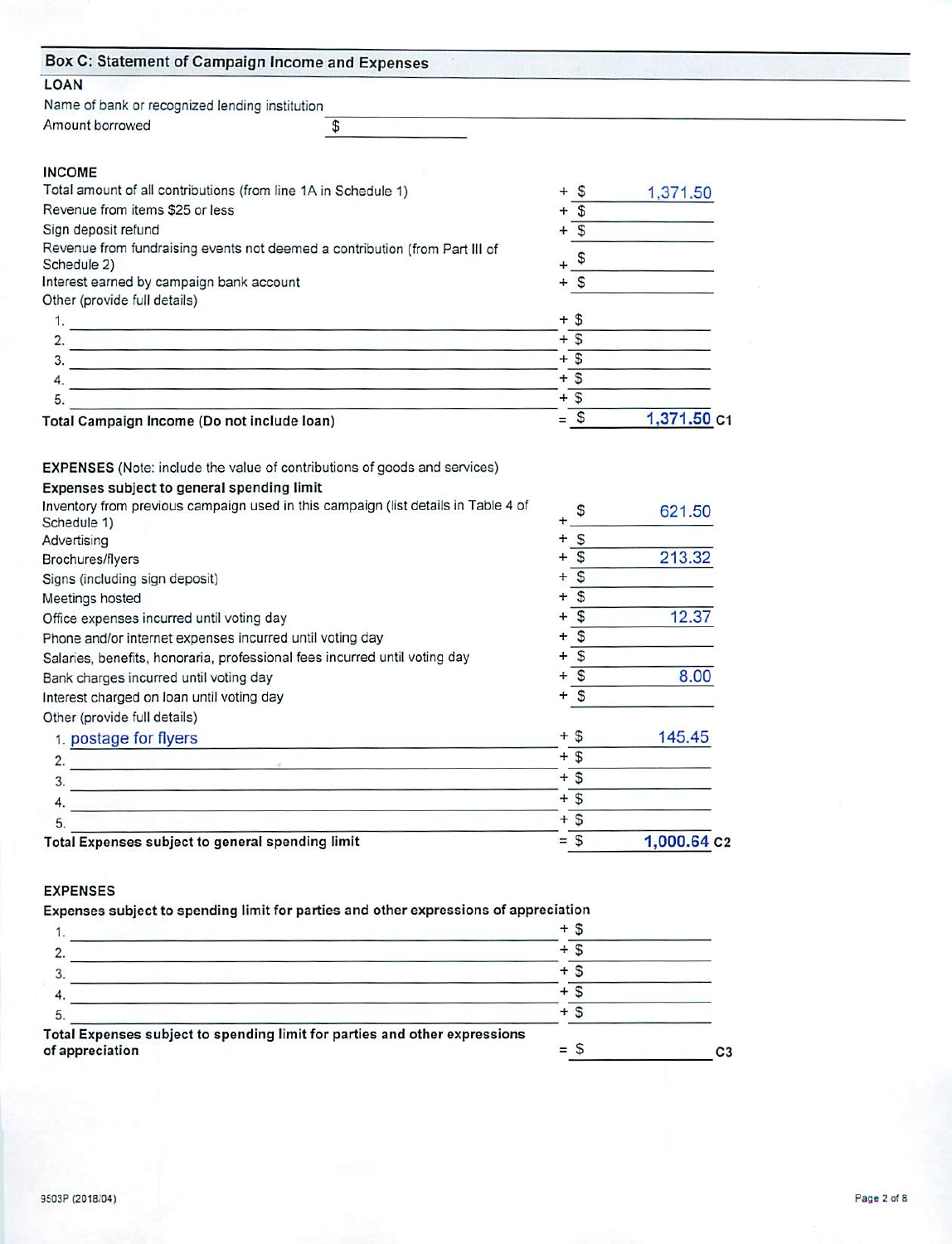## Box C: Statement of Campaign Income and Expenses

**LOAN**

Name of bank or recognized lending institution

Amount borrowed $

**INCOME**

| Item | | Amount |
|---|---|---|
| Total amount of all contributions (from line 1A in Schedule 1) | + $ | 1,371.50 |
| Revenue from items $25 or less | + $ | |
| Sign deposit refund | + $ | |
| Revenue from fundraising events not deemed a contribution (from Part III of Schedule 2) | + $ | |
| Interest earned by campaign bank account | + $ | |
| Other (provide full details) | | |
| 1. | + $ | |
| 2. | + $ | |
| 3. | + $ | |
| 4. | + $ | |
| 5. | + $ | |
| **Total Campaign Income (Do not include loan)** | = $ | **1,371.50** C1 |

**EXPENSES** (Note: include the value of contributions of goods and services)

**Expenses subject to general spending limit**

| Item | | Amount |
|---|---|---|
| Inventory from previous campaign used in this campaign (list details in Table 4 of Schedule 1) | + $ | 621.50 |
| Advertising | + $ | |
| Brochures/flyers | + $ | 213.32 |
| Signs (including sign deposit) | + $ | |
| Meetings hosted | + $ | |
| Office expenses incurred until voting day | + $ | 12.37 |
| Phone and/or internet expenses incurred until voting day | + $ | |
| Salaries, benefits, honoraria, professional fees incurred until voting day | + $ | |
| Bank charges incurred until voting day | + $ | 8.00 |
| Interest charged on loan until voting day | + $ | |
| Other (provide full details) | | |
| 1. postage for flyers | + $ | 145.45 |
| 2. | + $ | |
| 3. | + $ | |
| 4. | + $ | |
| 5. | + $ | |
| **Total Expenses subject to general spending limit** | = $ | **1,000.64** C2 |

**EXPENSES**

**Expenses subject to spending limit for parties and other expressions of appreciation**

| Item | | Amount |
|---|---|---|
| 1. | + $ | |
| 2. | + $ | |
| 3. | + $ | |
| 4. | + $ | |
| 5. | + $ | |
| **Total Expenses subject to spending limit for parties and other expressions of appreciation** | = $ | C3 |

9503P (2018/04)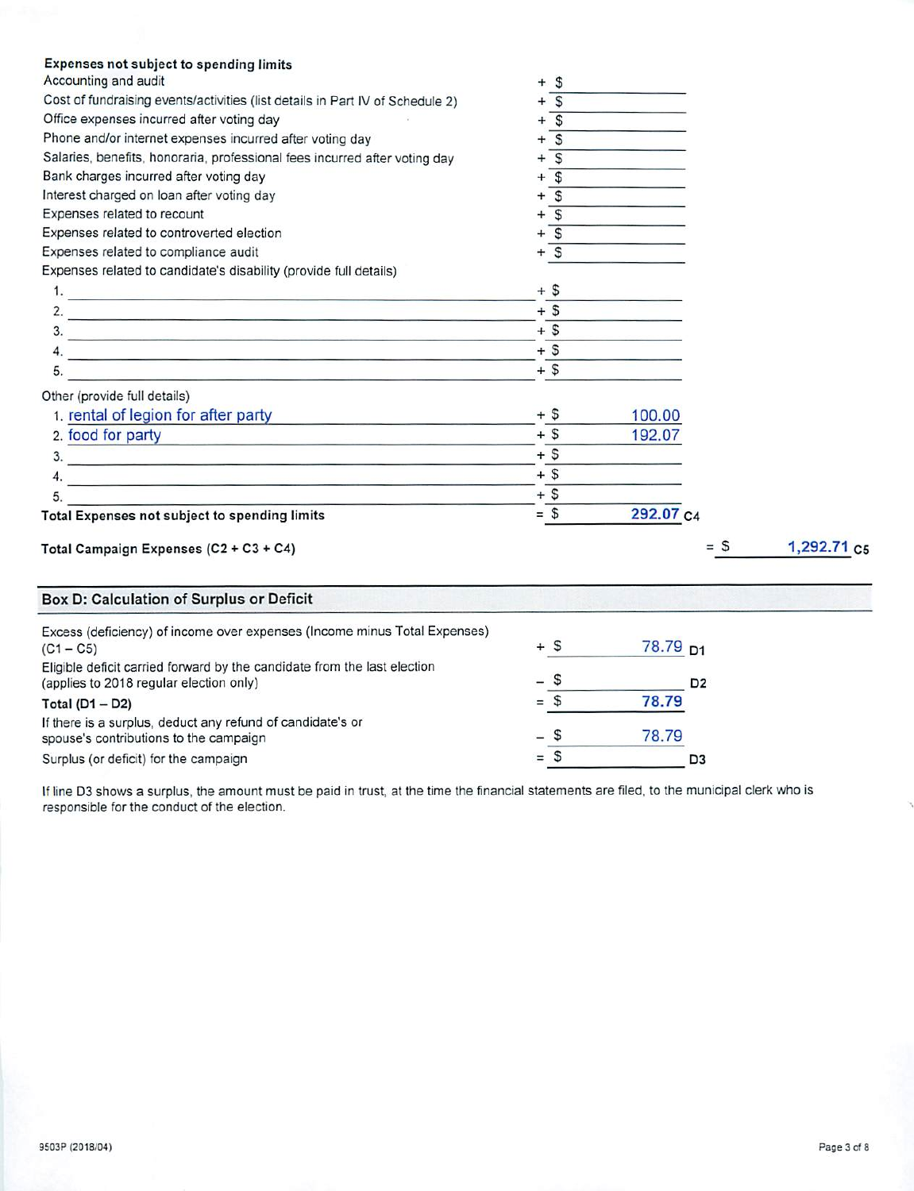**Expenses not subject to spending limits**

| | | |
|---|---|---|
| Accounting and audit | + $ | |
| Cost of fundraising events/activities (list details in Part IV of Schedule 2) | + $ | |
| Office expenses incurred after voting day | + $ | |
| Phone and/or internet expenses incurred after voting day | + $ | |
| Salaries, benefits, honoraria, professional fees incurred after voting day | + $ | |
| Bank charges incurred after voting day | + $ | |
| Interest charged on loan after voting day | + $ | |
| Expenses related to recount | + $ | |
| Expenses related to controverted election | + $ | |
| Expenses related to compliance audit | + $ | |
| Expenses related to candidate's disability (provide full details) | | |
| 1. | + $ | |
| 2. | + $ | |
| 3. | + $ | |
| 4. | + $ | |
| 5. | + $ | |
| Other (provide full details) | | |
| 1. rental of legion for after party | + $ | 100.00 |
| 2. food for party | + $ | 192.07 |
| 3. | + $ | |
| 4. | + $ | |
| 5. | + $ | |
| **Total Expenses not subject to spending limits** | = $ | **292.07** C4 |

**Total Campaign Expenses (C2 + C3 + C4)** = $ **1,292.71** C5

## Box D: Calculation of Surplus or Deficit

| | | |
|---|---|---|
| Excess (deficiency) of income over expenses (Income minus Total Expenses) (C1 – C5) | + $ | 78.79 D1 |
| Eligible deficit carried forward by the candidate from the last election (applies to 2018 regular election only) | – $ | D2 |
| **Total (D1 – D2)** | = $ | **78.79** |
| If there is a surplus, deduct any refund of candidate's or spouse's contributions to the campaign | – $ | 78.79 |
| Surplus (or deficit) for the campaign | = $ | D3 |

If line D3 shows a surplus, the amount must be paid in trust, at the time the financial statements are filed, to the municipal clerk who is responsible for the conduct of the election.

9503P (2018/04)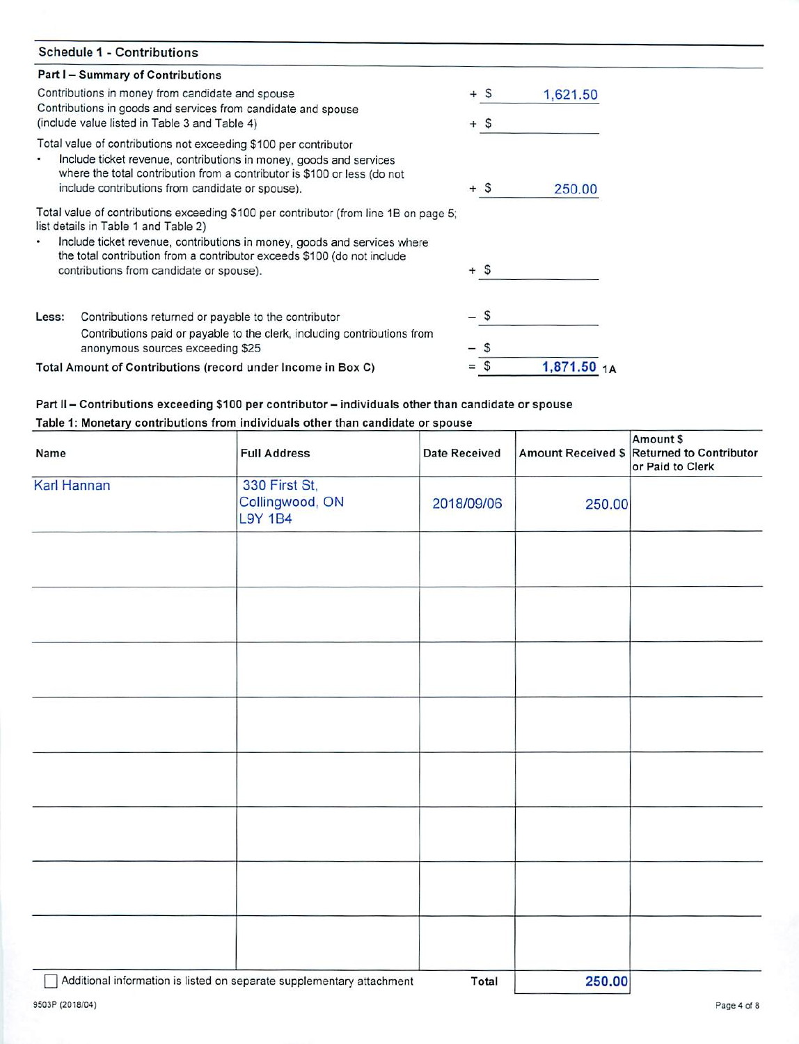## Schedule 1 - Contributions

### Part I – Summary of Contributions

| | | |
|---|---|---|
| Contributions in money from candidate and spouse | + $ | 1,621.50 |
| Contributions in goods and services from candidate and spouse (include value listed in Table 3 and Table 4) | + $ | |
| Total value of contributions not exceeding $100 per contributor<br>• Include ticket revenue, contributions in money, goods and services where the total contribution from a contributor is $100 or less (do not include contributions from candidate or spouse). | + $ | 250.00 |
| Total value of contributions exceeding $100 per contributor (from line 1B on page 5; list details in Table 1 and Table 2)<br>• Include ticket revenue, contributions in money, goods and services where the total contribution from a contributor exceeds $100 (do not include contributions from candidate or spouse). | + $ | |
| **Less:** Contributions returned or payable to the contributor | – $ | |
| Contributions paid or payable to the clerk, including contributions from anonymous sources exceeding $25 | – $ | |
| **Total Amount of Contributions (record under Income in Box C)** | = $ | **1,871.50** 1A |

### Part II – Contributions exceeding $100 per contributor – individuals other than candidate or spouse

**Table 1: Monetary contributions from individuals other than candidate or spouse**

| Name | Full Address | Date Received | Amount Received $ | Amount $ Returned to Contributor or Paid to Clerk |
|---|---|---|---|---|
| Karl Hannan | 330 First St, Collingwood, ON L9Y 1B4 | 2018/09/06 | 250.00 | |
| | | | | |
| | | | | |
| | | | | |
| | | | | |
| | | | | |
| | | | | |
| | | | | |
| | | | | |
| | | **Total** | **250.00** | |

☐ Additional information is listed on separate supplementary attachment

9503P (2018/04)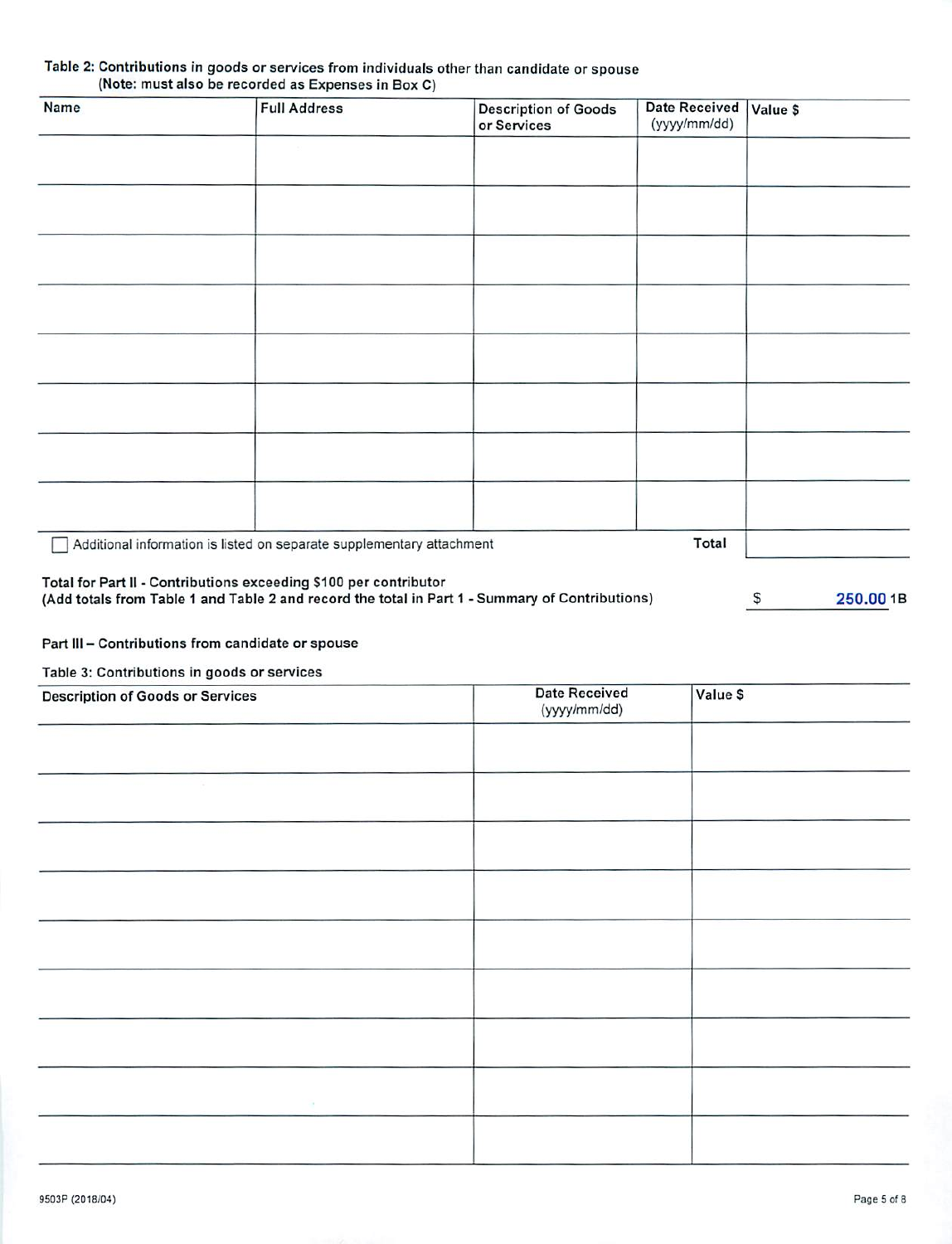**Table 2: Contributions in goods or services from individuals other than candidate or spouse**
**(Note: must also be recorded as Expenses in Box C)**

| Name | Full Address | Description of Goods or Services | Date Received (yyyy/mm/dd) | Value $ |
|---|---|---|---|---|
| | | | | |
| | | | | |
| | | | | |
| | | | | |
| | | | | |
| | | | | |
| | | | | |
| | | | | |
| | | | **Total** | |

☐ Additional information is listed on separate supplementary attachment

**Total for Part II - Contributions exceeding $100 per contributor**
**(Add totals from Table 1 and Table 2 and record the total in Part 1 - Summary of Contributions)** $ **250.00** **1B**

### Part III – Contributions from candidate or spouse

**Table 3: Contributions in goods or services**

| Description of Goods or Services | Date Received (yyyy/mm/dd) | Value $ |
|---|---|---|
| | | |
| | | |
| | | |
| | | |
| | | |
| | | |
| | | |
| | | |
| | | |

9503P (2018/04)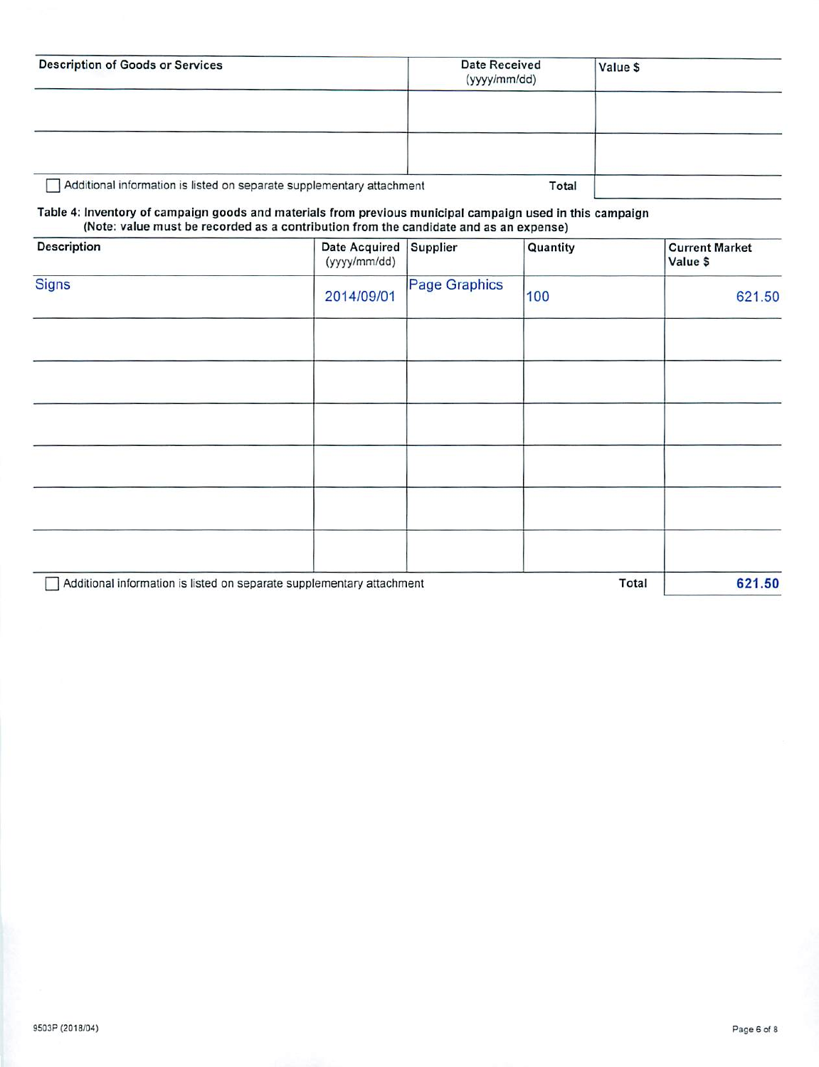| Description of Goods or Services | Date Received (yyyy/mm/dd) | Value $ |
| --- | --- | --- |
| | | |
| | | |
| ☐ Additional information is listed on separate supplementary attachment | Total | |

**Table 4: Inventory of campaign goods and materials from previous municipal campaign used in this campaign**
**(Note: value must be recorded as a contribution from the candidate and as an expense)**

| Description | Date Acquired (yyyy/mm/dd) | Supplier | Quantity | Current Market Value $ |
| --- | --- | --- | --- | --- |
| Signs | 2014/09/01 | Page Graphics | 100 | 621.50 |
| | | | | |
| | | | | |
| | | | | |
| | | | | |
| | | | | |
| | | | | |
| ☐ Additional information is listed on separate supplementary attachment | | | Total | 621.50 |

9503P (2018/04)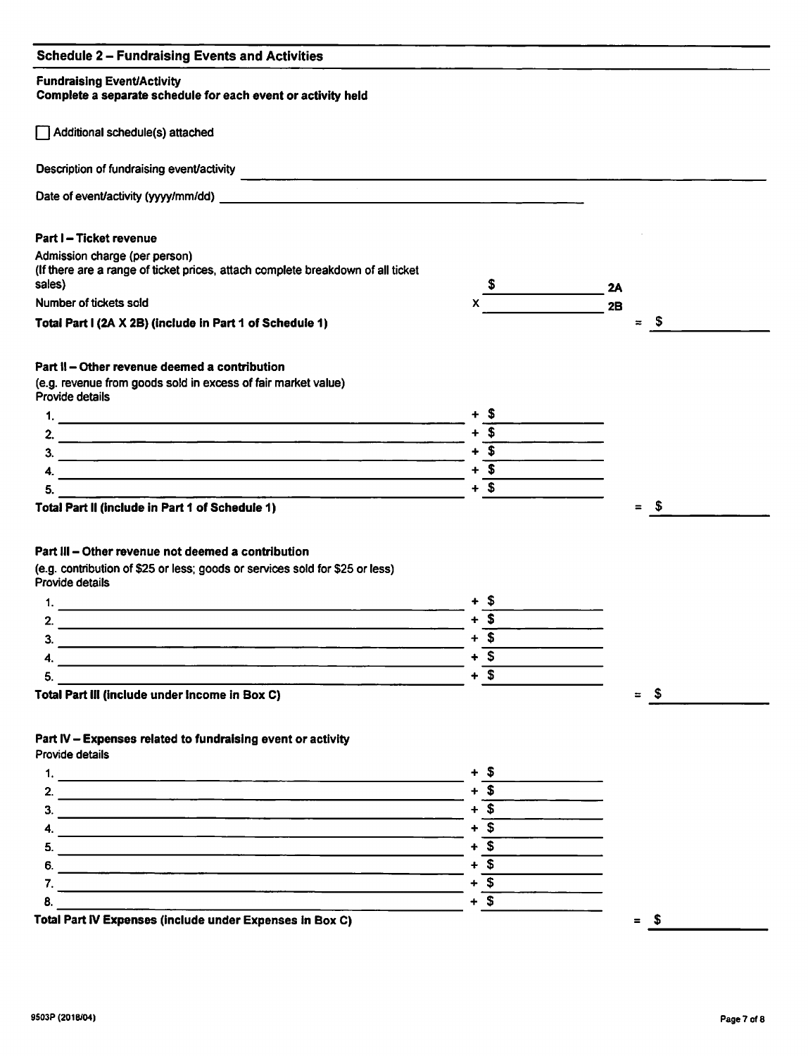## Schedule 2 – Fundraising Events and Activities

**Fundraising Event/Activity**
**Complete a separate schedule for each event or activity held**

☐ Additional schedule(s) attached

Description of fundraising event/activity ______________________________

Date of event/activity (yyyy/mm/dd) ______________________________

### Part I – Ticket revenue

Admission charge (per person)
(If there are a range of ticket prices, attach complete breakdown of all ticket sales) $ __________ **2A**

Number of tickets sold x __________ **2B**

**Total Part I (2A X 2B) (include in Part 1 of Schedule 1)** = $ __________

### Part II – Other revenue deemed a contribution

(e.g. revenue from goods sold in excess of fair market value)
Provide details

1. ______________________________ + $ __________
2. ______________________________ + $ __________
3. ______________________________ + $ __________
4. ______________________________ + $ __________
5. ______________________________ + $ __________

**Total Part II (include in Part 1 of Schedule 1)** = $ __________

### Part III – Other revenue not deemed a contribution

(e.g. contribution of $25 or less; goods or services sold for $25 or less)
Provide details

1. ______________________________ + $ __________
2. ______________________________ + $ __________
3. ______________________________ + $ __________
4. ______________________________ + $ __________
5. ______________________________ + $ __________

**Total Part III (include under Income in Box C)** = $ __________

### Part IV – Expenses related to fundraising event or activity

Provide details

1. ______________________________ + $ __________
2. ______________________________ + $ __________
3. ______________________________ + $ __________
4. ______________________________ + $ __________
5. ______________________________ + $ __________
6. ______________________________ + $ __________
7. ______________________________ + $ __________
8. ______________________________ + $ __________

**Total Part IV Expenses (include under Expenses in Box C)** = $ __________

9503P (2018/04)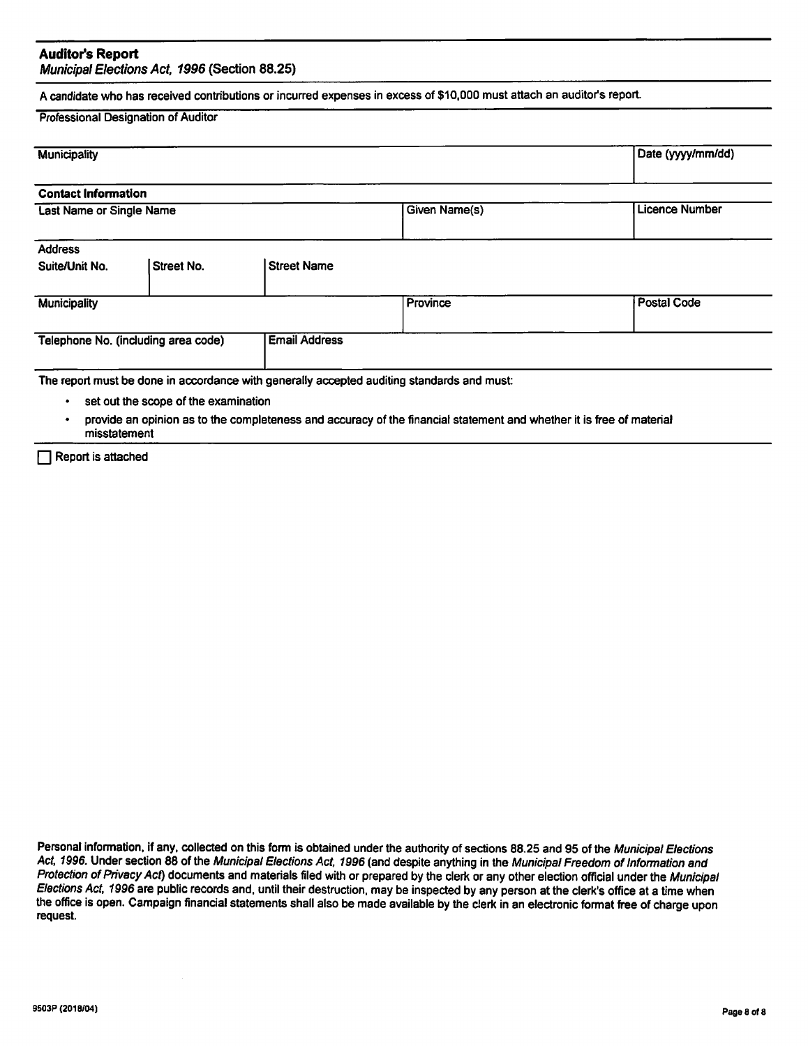## Auditor's Report

*Municipal Elections Act, 1996* (Section 88.25)

A candidate who has received contributions or incurred expenses in excess of $10,000 must attach an auditor's report.

Professional Designation of Auditor

| Municipality | Date (yyyy/mm/dd) |
|---|---|
| | |

**Contact Information**

| Last Name or Single Name | Given Name(s) | Licence Number |
|---|---|---|
| | | |

**Address**

| Suite/Unit No. | Street No. | Street Name |
|---|---|---|
| | | |

| Municipality | Province | Postal Code |
|---|---|---|
| | | |

| Telephone No. (including area code) | Email Address |
|---|---|
| | |

The report must be done in accordance with generally accepted auditing standards and must:

- set out the scope of the examination
- provide an opinion as to the completeness and accuracy of the financial statement and whether it is free of material misstatement

☐ Report is attached

Personal information, if any, collected on this form is obtained under the authority of sections 88.25 and 95 of the *Municipal Elections Act, 1996*. Under section 88 of the *Municipal Elections Act, 1996* (and despite anything in the *Municipal Freedom of Information and Protection of Privacy Act*) documents and materials filed with or prepared by the clerk or any other election official under the *Municipal Elections Act, 1996* are public records and, until their destruction, may be inspected by any person at the clerk's office at a time when the office is open. Campaign financial statements shall also be made available by the clerk in an electronic format free of charge upon request.

9503P (2018/04)